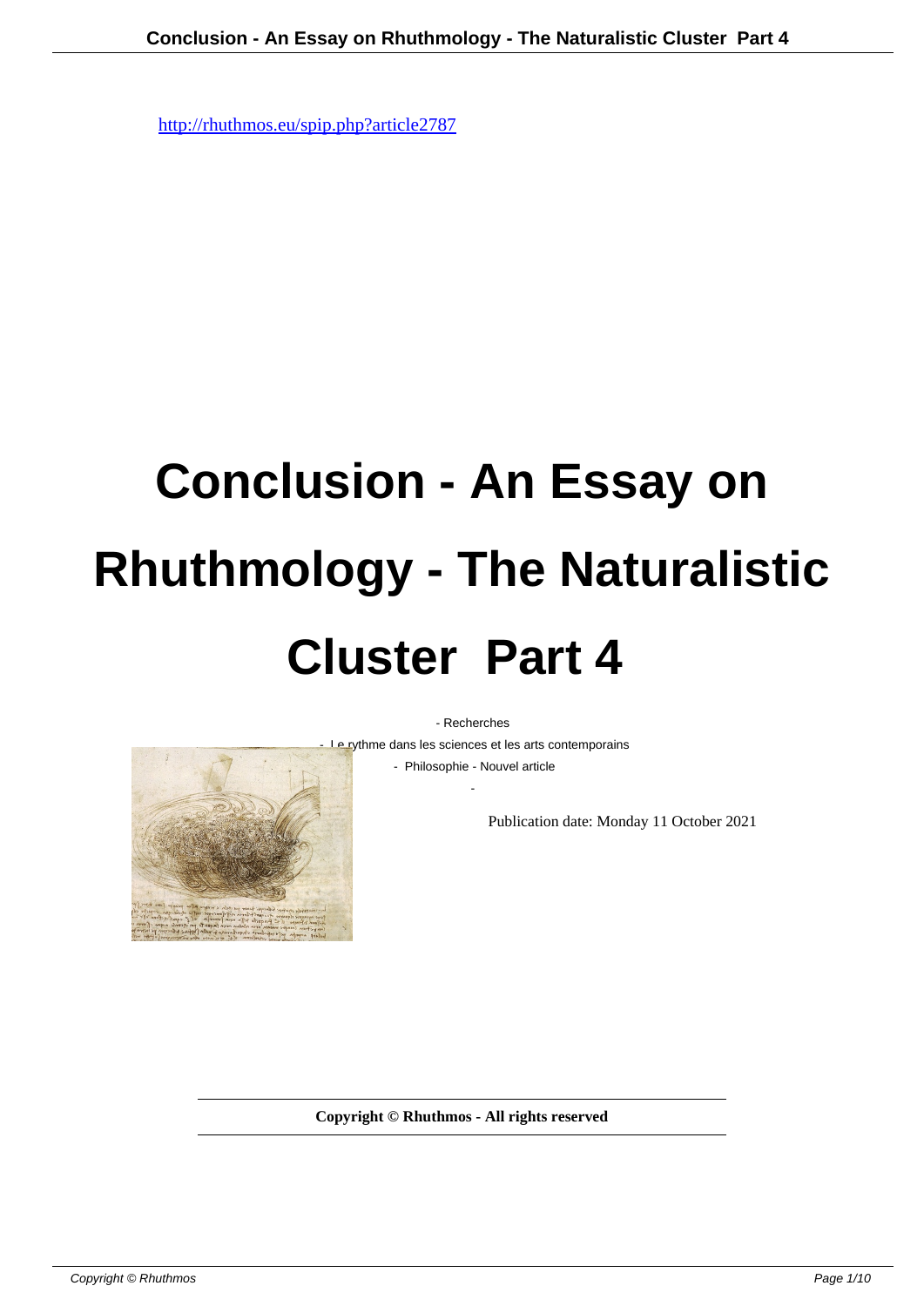http://rhuthmos.eu/spip.php?article2787

# Conclusion - An Essay on Rhuthmology - The Naturalistic Cluster  Part 4

- Recherches
- Le rythme dans les sciences et les arts contemporains
- Philosophie - Nouvel article
-

Publication date: Monday 11 October 2021

**Copyright © Rhuthmos - All rights reserved**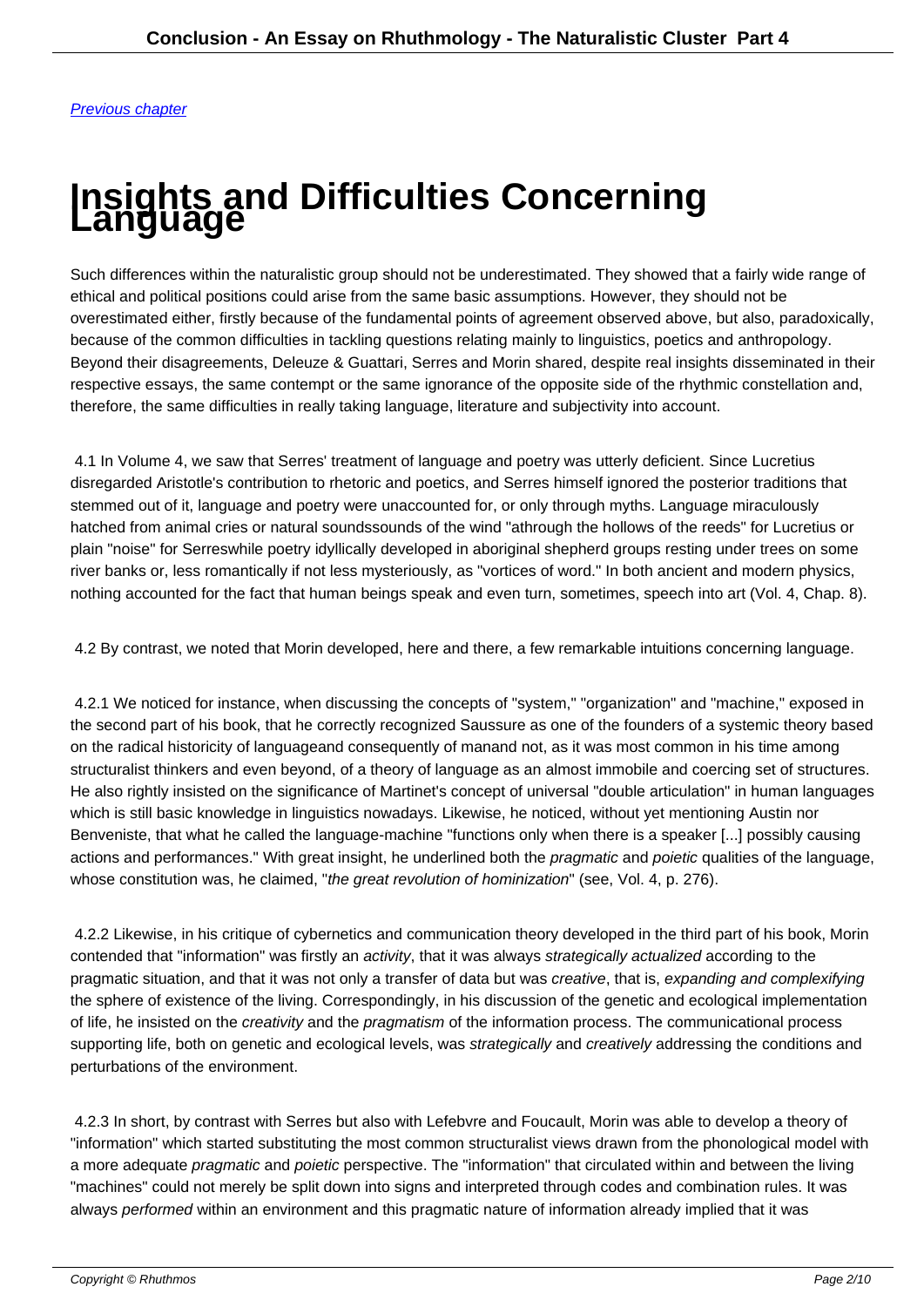Previous chapter

# Insights and Difficulties Concerning Language

Such differences within the naturalistic group should not be underestimated. They showed that a fairly wide range of ethical and political positions could arise from the same basic assumptions. However, they should not be overestimated either, firstly because of the fundamental points of agreement observed above, but also, paradoxically, because of the common difficulties in tackling questions relating mainly to linguistics, poetics and anthropology. Beyond their disagreements, Deleuze & Guattari, Serres and Morin shared, despite real insights disseminated in their respective essays, the same contempt or the same ignorance of the opposite side of the rhythmic constellation and, therefore, the same difficulties in really taking language, literature and subjectivity into account.

4.1 In Volume 4, we saw that Serres' treatment of language and poetry was utterly deficient. Since Lucretius disregarded Aristotle's contribution to rhetoric and poetics, and Serres himself ignored the posterior traditions that stemmed out of it, language and poetry were unaccounted for, or only through myths. Language miraculously hatched from animal cries or natural soundssounds of the wind "athrough the hollows of the reeds" for Lucretius or plain "noise" for Serreswhile poetry idyllically developed in aboriginal shepherd groups resting under trees on some river banks or, less romantically if not less mysteriously, as "vortices of word." In both ancient and modern physics, nothing accounted for the fact that human beings speak and even turn, sometimes, speech into art (Vol. 4, Chap. 8).

4.2 By contrast, we noted that Morin developed, here and there, a few remarkable intuitions concerning language.

4.2.1 We noticed for instance, when discussing the concepts of "system," "organization" and "machine," exposed in the second part of his book, that he correctly recognized Saussure as one of the founders of a systemic theory based on the radical historicity of languageand consequently of manand not, as it was most common in his time among structuralist thinkers and even beyond, of a theory of language as an almost immobile and coercing set of structures. He also rightly insisted on the significance of Martinet's concept of universal "double articulation" in human languages which is still basic knowledge in linguistics nowadays. Likewise, he noticed, without yet mentioning Austin nor Benveniste, that what he called the language-machine "functions only when there is a speaker [...] possibly causing actions and performances." With great insight, he underlined both the *pragmatic* and *poietic* qualities of the language, whose constitution was, he claimed, "*the great revolution of hominization*" (see, Vol. 4, p. 276).

4.2.2 Likewise, in his critique of cybernetics and communication theory developed in the third part of his book, Morin contended that "information" was firstly an *activity*, that it was always *strategically actualized* according to the pragmatic situation, and that it was not only a transfer of data but was *creative*, that is, *expanding and complexifying* the sphere of existence of the living. Correspondingly, in his discussion of the genetic and ecological implementation of life, he insisted on the *creativity* and the *pragmatism* of the information process. The communicational process supporting life, both on genetic and ecological levels, was *strategically* and *creatively* addressing the conditions and perturbations of the environment.

4.2.3 In short, by contrast with Serres but also with Lefebvre and Foucault, Morin was able to develop a theory of "information" which started substituting the most common structuralist views drawn from the phonological model with a more adequate *pragmatic* and *poietic* perspective. The "information" that circulated within and between the living "machines" could not merely be split down into signs and interpreted through codes and combination rules. It was always *performed* within an environment and this pragmatic nature of information already implied that it was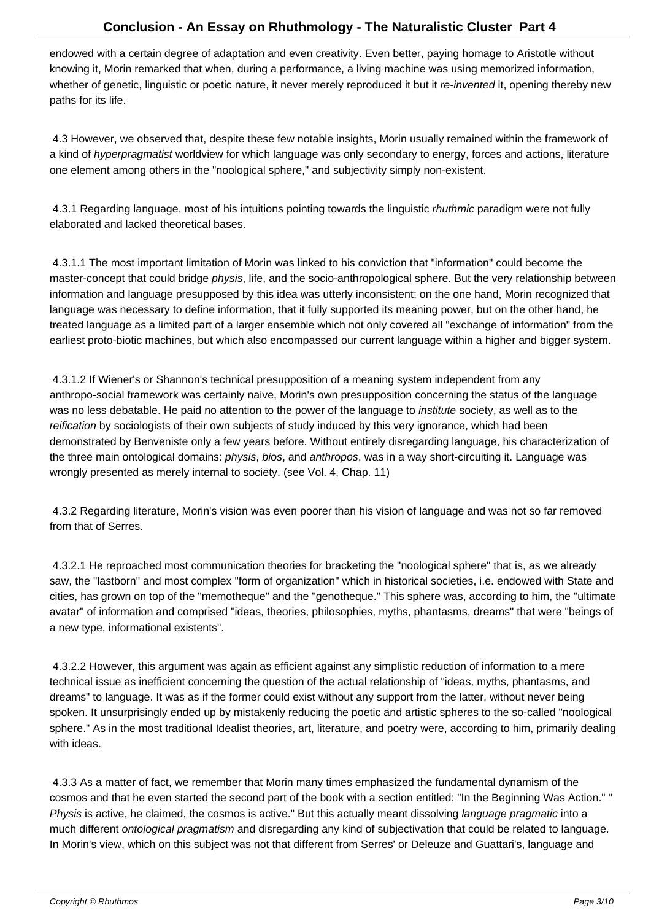endowed with a certain degree of adaptation and even creativity. Even better, paying homage to Aristotle without knowing it, Morin remarked that when, during a performance, a living machine was using memorized information, whether of genetic, linguistic or poetic nature, it never merely reproduced it but it *re-invented* it, opening thereby new paths for its life.

4.3 However, we observed that, despite these few notable insights, Morin usually remained within the framework of a kind of *hyperpragmatist* worldview for which language was only secondary to energy, forces and actions, literature one element among others in the "noological sphere," and subjectivity simply non-existent.

4.3.1 Regarding language, most of his intuitions pointing towards the linguistic *rhuthmic* paradigm were not fully elaborated and lacked theoretical bases.

4.3.1.1 The most important limitation of Morin was linked to his conviction that "information" could become the master-concept that could bridge *physis*, life, and the socio-anthropological sphere. But the very relationship between information and language presupposed by this idea was utterly inconsistent: on the one hand, Morin recognized that language was necessary to define information, that it fully supported its meaning power, but on the other hand, he treated language as a limited part of a larger ensemble which not only covered all "exchange of information" from the earliest proto-biotic machines, but which also encompassed our current language within a higher and bigger system.

4.3.1.2 If Wiener's or Shannon's technical presupposition of a meaning system independent from any anthropo-social framework was certainly naive, Morin's own presupposition concerning the status of the language was no less debatable. He paid no attention to the power of the language to *institute* society, as well as to the *reification* by sociologists of their own subjects of study induced by this very ignorance, which had been demonstrated by Benveniste only a few years before. Without entirely disregarding language, his characterization of the three main ontological domains: *physis*, *bios*, and *anthropos*, was in a way short-circuiting it. Language was wrongly presented as merely internal to society. (see Vol. 4, Chap. 11)

4.3.2 Regarding literature, Morin's vision was even poorer than his vision of language and was not so far removed from that of Serres.

4.3.2.1 He reproached most communication theories for bracketing the "noological sphere" that is, as we already saw, the "lastborn" and most complex "form of organization" which in historical societies, i.e. endowed with State and cities, has grown on top of the "memotheque" and the "genotheque." This sphere was, according to him, the "ultimate avatar" of information and comprised "ideas, theories, philosophies, myths, phantasms, dreams" that were "beings of a new type, informational existents".

4.3.2.2 However, this argument was again as efficient against any simplistic reduction of information to a mere technical issue as inefficient concerning the question of the actual relationship of "ideas, myths, phantasms, and dreams" to language. It was as if the former could exist without any support from the latter, without never being spoken. It unsurprisingly ended up by mistakenly reducing the poetic and artistic spheres to the so-called "noological sphere." As in the most traditional Idealist theories, art, literature, and poetry were, according to him, primarily dealing with ideas.

4.3.3 As a matter of fact, we remember that Morin many times emphasized the fundamental dynamism of the cosmos and that he even started the second part of the book with a section entitled: "In the Beginning Was Action." "*Physis* is active, he claimed, the cosmos is active." But this actually meant dissolving *language pragmatic* into a much different *ontological pragmatism* and disregarding any kind of subjectivation that could be related to language. In Morin's view, which on this subject was not that different from Serres' or Deleuze and Guattari's, language and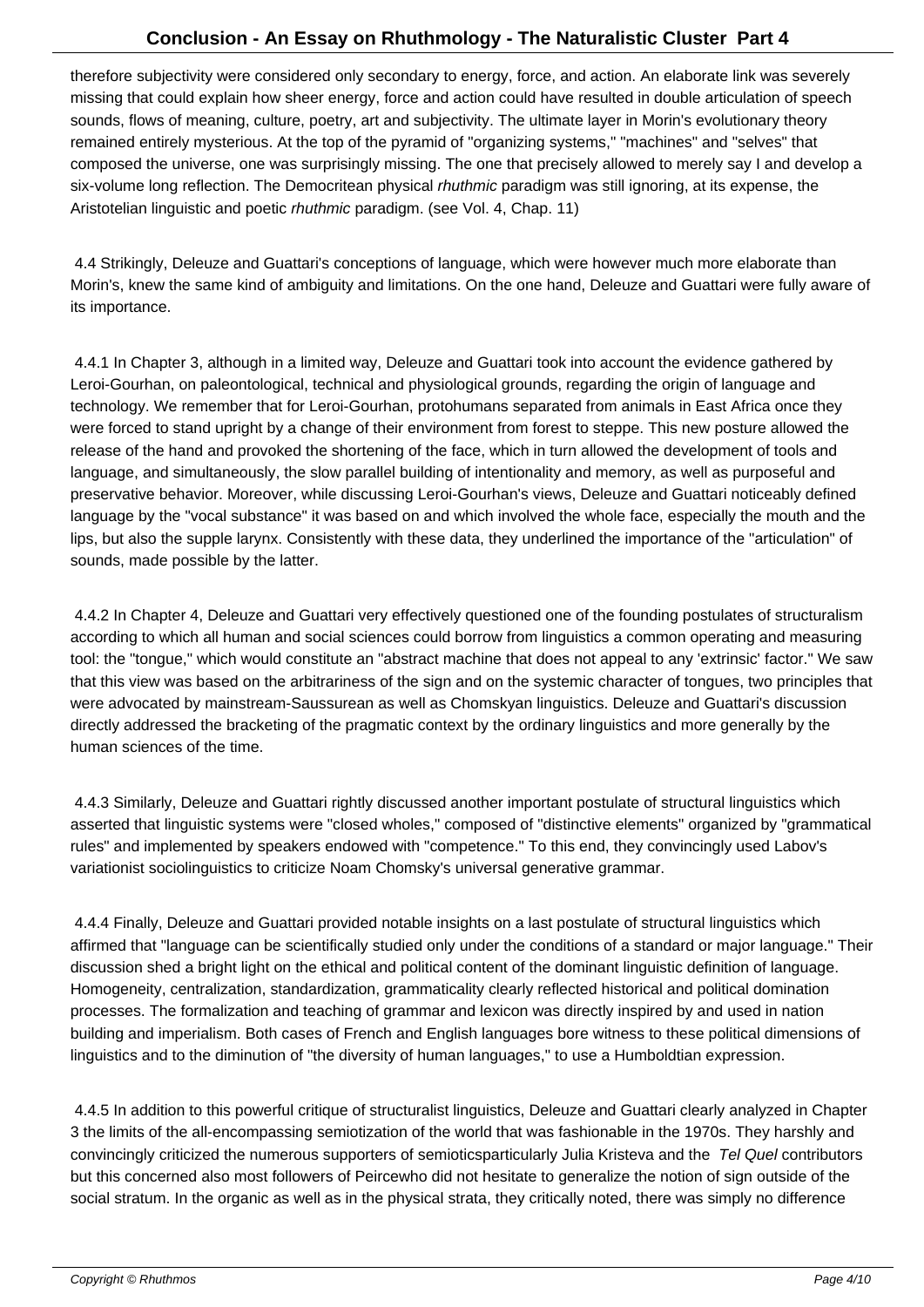therefore subjectivity were considered only secondary to energy, force, and action. An elaborate link was severely missing that could explain how sheer energy, force and action could have resulted in double articulation of speech sounds, flows of meaning, culture, poetry, art and subjectivity. The ultimate layer in Morin's evolutionary theory remained entirely mysterious. At the top of the pyramid of "organizing systems," "machines" and "selves" that composed the universe, one was surprisingly missing. The one that precisely allowed to merely say I and develop a six-volume long reflection. The Democritean physical *rhuthmic* paradigm was still ignoring, at its expense, the Aristotelian linguistic and poetic *rhuthmic* paradigm. (see Vol. 4, Chap. 11)

4.4 Strikingly, Deleuze and Guattari's conceptions of language, which were however much more elaborate than Morin's, knew the same kind of ambiguity and limitations. On the one hand, Deleuze and Guattari were fully aware of its importance.

4.4.1 In Chapter 3, although in a limited way, Deleuze and Guattari took into account the evidence gathered by Leroi-Gourhan, on paleontological, technical and physiological grounds, regarding the origin of language and technology. We remember that for Leroi-Gourhan, protohumans separated from animals in East Africa once they were forced to stand upright by a change of their environment from forest to steppe. This new posture allowed the release of the hand and provoked the shortening of the face, which in turn allowed the development of tools and language, and simultaneously, the slow parallel building of intentionality and memory, as well as purposeful and preservative behavior. Moreover, while discussing Leroi-Gourhan's views, Deleuze and Guattari noticeably defined language by the "vocal substance" it was based on and which involved the whole face, especially the mouth and the lips, but also the supple larynx. Consistently with these data, they underlined the importance of the "articulation" of sounds, made possible by the latter.

4.4.2 In Chapter 4, Deleuze and Guattari very effectively questioned one of the founding postulates of structuralism according to which all human and social sciences could borrow from linguistics a common operating and measuring tool: the "tongue," which would constitute an "abstract machine that does not appeal to any 'extrinsic' factor." We saw that this view was based on the arbitrariness of the sign and on the systemic character of tongues, two principles that were advocated by mainstream-Saussurean as well as Chomskyan linguistics. Deleuze and Guattari's discussion directly addressed the bracketing of the pragmatic context by the ordinary linguistics and more generally by the human sciences of the time.

4.4.3 Similarly, Deleuze and Guattari rightly discussed another important postulate of structural linguistics which asserted that linguistic systems were "closed wholes," composed of "distinctive elements" organized by "grammatical rules" and implemented by speakers endowed with "competence." To this end, they convincingly used Labov's variationist sociolinguistics to criticize Noam Chomsky's universal generative grammar.

4.4.4 Finally, Deleuze and Guattari provided notable insights on a last postulate of structural linguistics which affirmed that "language can be scientifically studied only under the conditions of a standard or major language." Their discussion shed a bright light on the ethical and political content of the dominant linguistic definition of language. Homogeneity, centralization, standardization, grammaticality clearly reflected historical and political domination processes. The formalization and teaching of grammar and lexicon was directly inspired by and used in nation building and imperialism. Both cases of French and English languages bore witness to these political dimensions of linguistics and to the diminution of "the diversity of human languages," to use a Humboldtian expression.

4.4.5 In addition to this powerful critique of structuralist linguistics, Deleuze and Guattari clearly analyzed in Chapter 3 the limits of the all-encompassing semiotization of the world that was fashionable in the 1970s. They harshly and convincingly criticized the numerous supporters of semioticsparticularly Julia Kristeva and the *Tel Quel* contributors but this concerned also most followers of Peircewho did not hesitate to generalize the notion of sign outside of the social stratum. In the organic as well as in the physical strata, they critically noted, there was simply no difference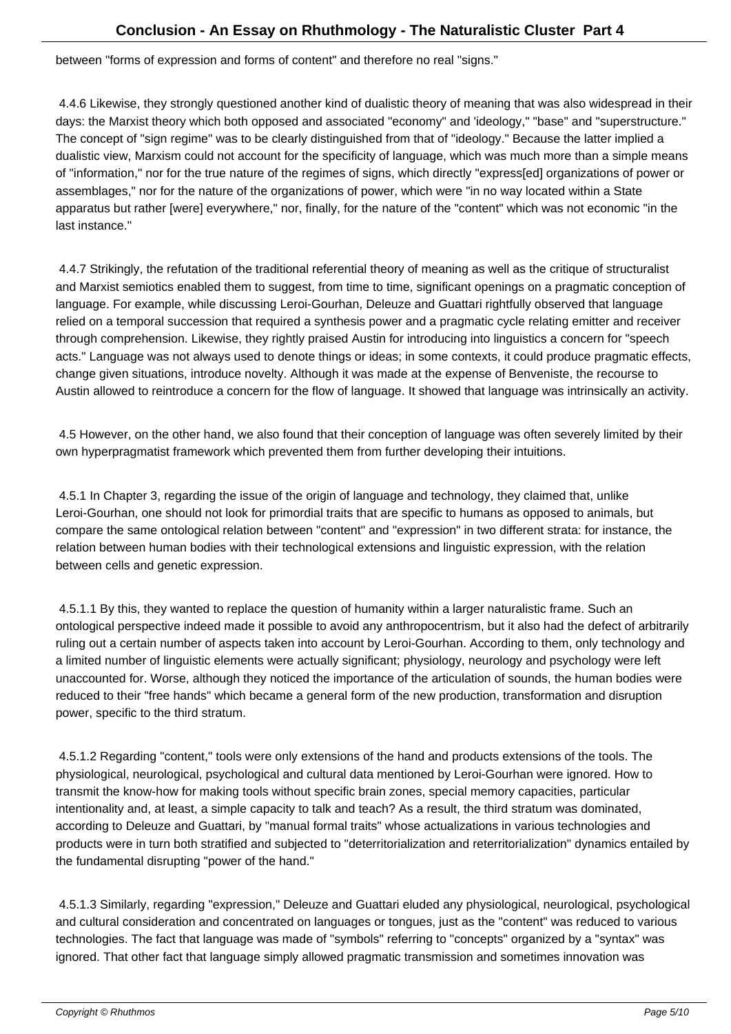between "forms of expression and forms of content" and therefore no real "signs."

4.4.6 Likewise, they strongly questioned another kind of dualistic theory of meaning that was also widespread in their days: the Marxist theory which both opposed and associated "economy" and 'ideology," "base" and "superstructure." The concept of "sign regime" was to be clearly distinguished from that of "ideology." Because the latter implied a dualistic view, Marxism could not account for the specificity of language, which was much more than a simple means of "information," nor for the true nature of the regimes of signs, which directly "express[ed] organizations of power or assemblages," nor for the nature of the organizations of power, which were "in no way located within a State apparatus but rather [were] everywhere," nor, finally, for the nature of the "content" which was not economic "in the last instance."

4.4.7 Strikingly, the refutation of the traditional referential theory of meaning as well as the critique of structuralist and Marxist semiotics enabled them to suggest, from time to time, significant openings on a pragmatic conception of language. For example, while discussing Leroi-Gourhan, Deleuze and Guattari rightfully observed that language relied on a temporal succession that required a synthesis power and a pragmatic cycle relating emitter and receiver through comprehension. Likewise, they rightly praised Austin for introducing into linguistics a concern for "speech acts." Language was not always used to denote things or ideas; in some contexts, it could produce pragmatic effects, change given situations, introduce novelty. Although it was made at the expense of Benveniste, the recourse to Austin allowed to reintroduce a concern for the flow of language. It showed that language was intrinsically an activity.

4.5 However, on the other hand, we also found that their conception of language was often severely limited by their own hyperpragmatist framework which prevented them from further developing their intuitions.

4.5.1 In Chapter 3, regarding the issue of the origin of language and technology, they claimed that, unlike Leroi-Gourhan, one should not look for primordial traits that are specific to humans as opposed to animals, but compare the same ontological relation between "content" and "expression" in two different strata: for instance, the relation between human bodies with their technological extensions and linguistic expression, with the relation between cells and genetic expression.

4.5.1.1 By this, they wanted to replace the question of humanity within a larger naturalistic frame. Such an ontological perspective indeed made it possible to avoid any anthropocentrism, but it also had the defect of arbitrarily ruling out a certain number of aspects taken into account by Leroi-Gourhan. According to them, only technology and a limited number of linguistic elements were actually significant; physiology, neurology and psychology were left unaccounted for. Worse, although they noticed the importance of the articulation of sounds, the human bodies were reduced to their "free hands" which became a general form of the new production, transformation and disruption power, specific to the third stratum.

4.5.1.2 Regarding "content," tools were only extensions of the hand and products extensions of the tools. The physiological, neurological, psychological and cultural data mentioned by Leroi-Gourhan were ignored. How to transmit the know-how for making tools without specific brain zones, special memory capacities, particular intentionality and, at least, a simple capacity to talk and teach? As a result, the third stratum was dominated, according to Deleuze and Guattari, by "manual formal traits" whose actualizations in various technologies and products were in turn both stratified and subjected to "deterritorialization and reterritorialization" dynamics entailed by the fundamental disrupting "power of the hand."

4.5.1.3 Similarly, regarding "expression," Deleuze and Guattari eluded any physiological, neurological, psychological and cultural consideration and concentrated on languages or tongues, just as the "content" was reduced to various technologies. The fact that language was made of "symbols" referring to "concepts" organized by a "syntax" was ignored. That other fact that language simply allowed pragmatic transmission and sometimes innovation was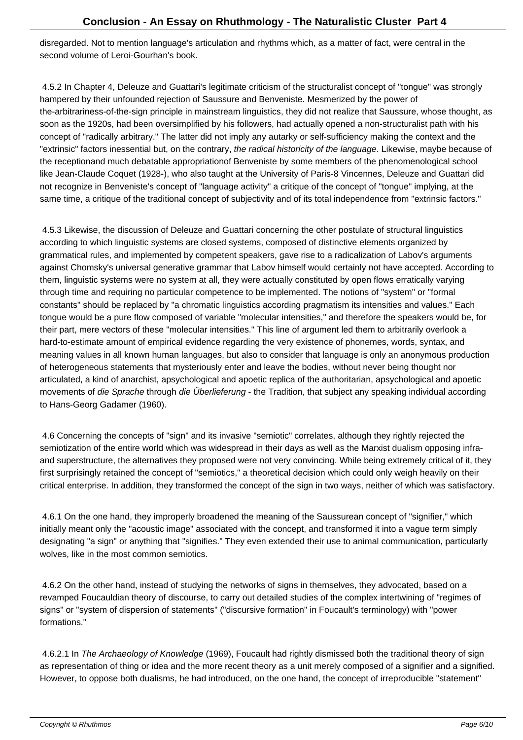disregarded. Not to mention language's articulation and rhythms which, as a matter of fact, were central in the second volume of Leroi-Gourhan's book.

4.5.2 In Chapter 4, Deleuze and Guattari's legitimate criticism of the structuralist concept of "tongue" was strongly hampered by their unfounded rejection of Saussure and Benveniste. Mesmerized by the power of the-arbitrariness-of-the-sign principle in mainstream linguistics, they did not realize that Saussure, whose thought, as soon as the 1920s, had been oversimplified by his followers, had actually opened a non-structuralist path with his concept of "radically arbitrary." The latter did not imply any autarky or self-sufficiency making the context and the "extrinsic" factors inessential but, on the contrary, *the radical historicity of the language*. Likewise, maybe because of the receptionand much debatable appropriationof Benveniste by some members of the phenomenological school like Jean-Claude Coquet (1928-), who also taught at the University of Paris-8 Vincennes, Deleuze and Guattari did not recognize in Benveniste's concept of "language activity" a critique of the concept of "tongue" implying, at the same time, a critique of the traditional concept of subjectivity and of its total independence from "extrinsic factors."

4.5.3 Likewise, the discussion of Deleuze and Guattari concerning the other postulate of structural linguistics according to which linguistic systems are closed systems, composed of distinctive elements organized by grammatical rules, and implemented by competent speakers, gave rise to a radicalization of Labov's arguments against Chomsky's universal generative grammar that Labov himself would certainly not have accepted. According to them, linguistic systems were no system at all, they were actually constituted by open flows erratically varying through time and requiring no particular competence to be implemented. The notions of "system" or "formal constants" should be replaced by "a chromatic linguistics according pragmatism its intensities and values." Each tongue would be a pure flow composed of variable "molecular intensities," and therefore the speakers would be, for their part, mere vectors of these "molecular intensities." This line of argument led them to arbitrarily overlook a hard-to-estimate amount of empirical evidence regarding the very existence of phonemes, words, syntax, and meaning values in all known human languages, but also to consider that language is only an anonymous production of heterogeneous statements that mysteriously enter and leave the bodies, without never being thought nor articulated, a kind of anarchist, apsychological and apoetic replica of the authoritarian, apsychological and apoetic movements of *die Sprache* through *die Überlieferung* - the Tradition, that subject any speaking individual according to Hans-Georg Gadamer (1960).

4.6 Concerning the concepts of "sign" and its invasive "semiotic" correlates, although they rightly rejected the semiotization of the entire world which was widespread in their days as well as the Marxist dualism opposing infra- and superstructure, the alternatives they proposed were not very convincing. While being extremely critical of it, they first surprisingly retained the concept of "semiotics," a theoretical decision which could only weigh heavily on their critical enterprise. In addition, they transformed the concept of the sign in two ways, neither of which was satisfactory.

4.6.1 On the one hand, they improperly broadened the meaning of the Saussurean concept of "signifier," which initially meant only the "acoustic image" associated with the concept, and transformed it into a vague term simply designating "a sign" or anything that "signifies." They even extended their use to animal communication, particularly wolves, like in the most common semiotics.

4.6.2 On the other hand, instead of studying the networks of signs in themselves, they advocated, based on a revamped Foucauldian theory of discourse, to carry out detailed studies of the complex intertwining of "regimes of signs" or "system of dispersion of statements" ("discursive formation" in Foucault's terminology) with "power formations."

4.6.2.1 In *The Archaeology of Knowledge* (1969), Foucault had rightly dismissed both the traditional theory of sign as representation of thing or idea and the more recent theory as a unit merely composed of a signifier and a signified. However, to oppose both dualisms, he had introduced, on the one hand, the concept of irreproducible "statement"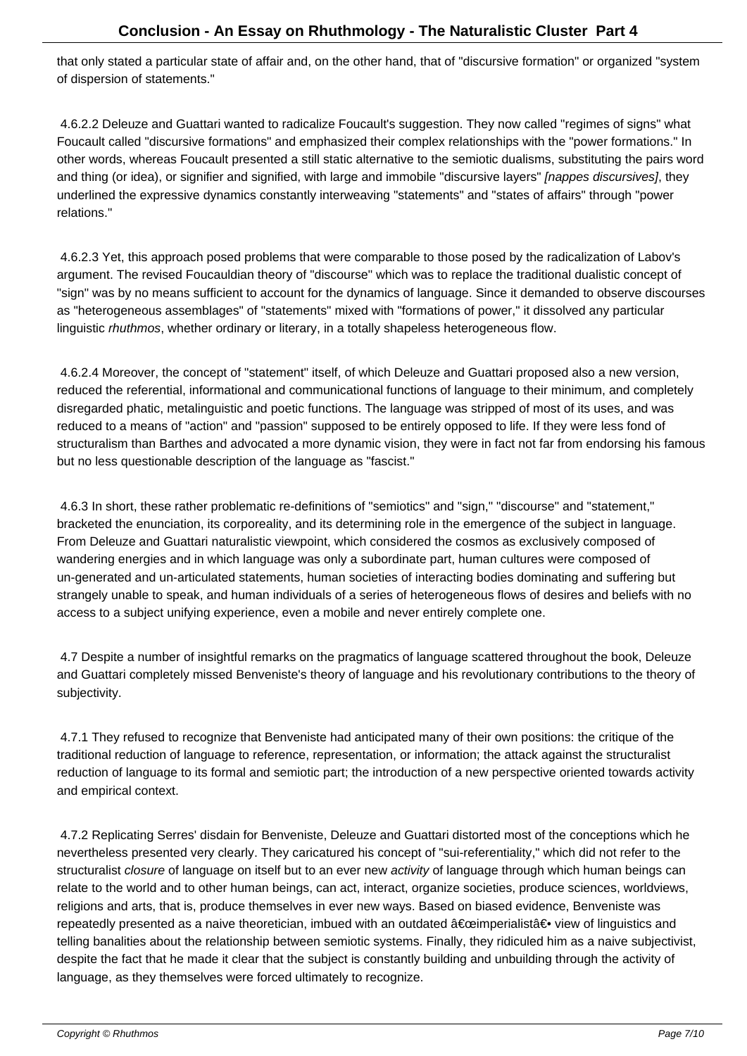that only stated a particular state of affair and, on the other hand, that of "discursive formation" or organized "system of dispersion of statements."

4.6.2.2 Deleuze and Guattari wanted to radicalize Foucault's suggestion. They now called "regimes of signs" what Foucault called "discursive formations" and emphasized their complex relationships with the "power formations." In other words, whereas Foucault presented a still static alternative to the semiotic dualisms, substituting the pairs word and thing (or idea), or signifier and signified, with large and immobile "discursive layers" *[nappes discursives]*, they underlined the expressive dynamics constantly interweaving "statements" and "states of affairs" through "power relations."

4.6.2.3 Yet, this approach posed problems that were comparable to those posed by the radicalization of Labov's argument. The revised Foucauldian theory of "discourse" which was to replace the traditional dualistic concept of "sign" was by no means sufficient to account for the dynamics of language. Since it demanded to observe discourses as "heterogeneous assemblages" of "statements" mixed with "formations of power," it dissolved any particular linguistic *rhuthmos*, whether ordinary or literary, in a totally shapeless heterogeneous flow.

4.6.2.4 Moreover, the concept of "statement" itself, of which Deleuze and Guattari proposed also a new version, reduced the referential, informational and communicational functions of language to their minimum, and completely disregarded phatic, metalinguistic and poetic functions. The language was stripped of most of its uses, and was reduced to a means of "action" and "passion" supposed to be entirely opposed to life. If they were less fond of structuralism than Barthes and advocated a more dynamic vision, they were in fact not far from endorsing his famous but no less questionable description of the language as "fascist."

4.6.3 In short, these rather problematic re-definitions of "semiotics" and "sign," "discourse" and "statement," bracketed the enunciation, its corporeality, and its determining role in the emergence of the subject in language. From Deleuze and Guattari naturalistic viewpoint, which considered the cosmos as exclusively composed of wandering energies and in which language was only a subordinate part, human cultures were composed of un-generated and un-articulated statements, human societies of interacting bodies dominating and suffering but strangely unable to speak, and human individuals of a series of heterogeneous flows of desires and beliefs with no access to a subject unifying experience, even a mobile and never entirely complete one.

4.7 Despite a number of insightful remarks on the pragmatics of language scattered throughout the book, Deleuze and Guattari completely missed Benveniste's theory of language and his revolutionary contributions to the theory of subjectivity.

4.7.1 They refused to recognize that Benveniste had anticipated many of their own positions: the critique of the traditional reduction of language to reference, representation, or information; the attack against the structuralist reduction of language to its formal and semiotic part; the introduction of a new perspective oriented towards activity and empirical context.

4.7.2 Replicating Serres' disdain for Benveniste, Deleuze and Guattari distorted most of the conceptions which he nevertheless presented very clearly. They caricatured his concept of "sui-referentiality," which did not refer to the structuralist *closure* of language on itself but to an ever new *activity* of language through which human beings can relate to the world and to other human beings, can act, interact, organize societies, produce sciences, worldviews, religions and arts, that is, produce themselves in ever new ways. Based on biased evidence, Benveniste was repeatedly presented as a naive theoretician, imbued with an outdated â€œimperialistâ€• view of linguistics and telling banalities about the relationship between semiotic systems. Finally, they ridiculed him as a naive subjectivist, despite the fact that he made it clear that the subject is constantly building and unbuilding through the activity of language, as they themselves were forced ultimately to recognize.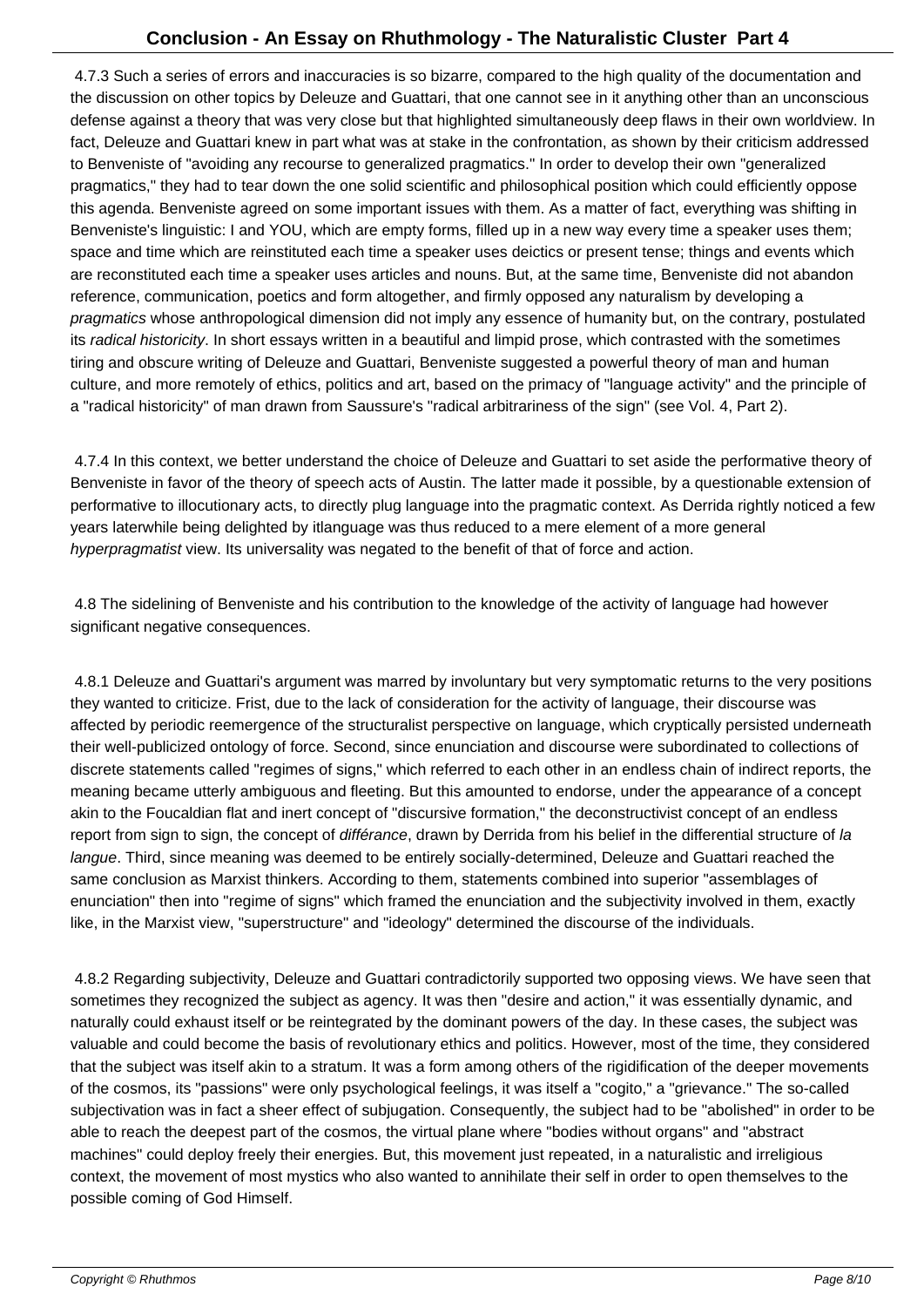4.7.3 Such a series of errors and inaccuracies is so bizarre, compared to the high quality of the documentation and the discussion on other topics by Deleuze and Guattari, that one cannot see in it anything other than an unconscious defense against a theory that was very close but that highlighted simultaneously deep flaws in their own worldview. In fact, Deleuze and Guattari knew in part what was at stake in the confrontation, as shown by their criticism addressed to Benveniste of "avoiding any recourse to generalized pragmatics." In order to develop their own "generalized pragmatics," they had to tear down the one solid scientific and philosophical position which could efficiently oppose this agenda. Benveniste agreed on some important issues with them. As a matter of fact, everything was shifting in Benveniste's linguistic: I and YOU, which are empty forms, filled up in a new way every time a speaker uses them; space and time which are reinstituted each time a speaker uses deictics or present tense; things and events which are reconstituted each time a speaker uses articles and nouns. But, at the same time, Benveniste did not abandon reference, communication, poetics and form altogether, and firmly opposed any naturalism by developing a *pragmatics* whose anthropological dimension did not imply any essence of humanity but, on the contrary, postulated its *radical historicity*. In short essays written in a beautiful and limpid prose, which contrasted with the sometimes tiring and obscure writing of Deleuze and Guattari, Benveniste suggested a powerful theory of man and human culture, and more remotely of ethics, politics and art, based on the primacy of "language activity" and the principle of a "radical historicity" of man drawn from Saussure's "radical arbitrariness of the sign" (see Vol. 4, Part 2).

4.7.4 In this context, we better understand the choice of Deleuze and Guattari to set aside the performative theory of Benveniste in favor of the theory of speech acts of Austin. The latter made it possible, by a questionable extension of performative to illocutionary acts, to directly plug language into the pragmatic context. As Derrida rightly noticed a few years laterwhile being delighted by itlanguage was thus reduced to a mere element of a more general *hyperpragmatist* view. Its universality was negated to the benefit of that of force and action.

4.8 The sidelining of Benveniste and his contribution to the knowledge of the activity of language had however significant negative consequences.

4.8.1 Deleuze and Guattari's argument was marred by involuntary but very symptomatic returns to the very positions they wanted to criticize. Frist, due to the lack of consideration for the activity of language, their discourse was affected by periodic reemergence of the structuralist perspective on language, which cryptically persisted underneath their well-publicized ontology of force. Second, since enunciation and discourse were subordinated to collections of discrete statements called "regimes of signs," which referred to each other in an endless chain of indirect reports, the meaning became utterly ambiguous and fleeting. But this amounted to endorse, under the appearance of a concept akin to the Foucaldian flat and inert concept of "discursive formation," the deconstructivist concept of an endless report from sign to sign, the concept of *différance*, drawn by Derrida from his belief in the differential structure of *la langue*. Third, since meaning was deemed to be entirely socially-determined, Deleuze and Guattari reached the same conclusion as Marxist thinkers. According to them, statements combined into superior "assemblages of enunciation" then into "regime of signs" which framed the enunciation and the subjectivity involved in them, exactly like, in the Marxist view, "superstructure" and "ideology" determined the discourse of the individuals.

4.8.2 Regarding subjectivity, Deleuze and Guattari contradictorily supported two opposing views. We have seen that sometimes they recognized the subject as agency. It was then "desire and action," it was essentially dynamic, and naturally could exhaust itself or be reintegrated by the dominant powers of the day. In these cases, the subject was valuable and could become the basis of revolutionary ethics and politics. However, most of the time, they considered that the subject was itself akin to a stratum. It was a form among others of the rigidification of the deeper movements of the cosmos, its "passions" were only psychological feelings, it was itself a "cogito," a "grievance." The so-called subjectivation was in fact a sheer effect of subjugation. Consequently, the subject had to be "abolished" in order to be able to reach the deepest part of the cosmos, the virtual plane where "bodies without organs" and "abstract machines" could deploy freely their energies. But, this movement just repeated, in a naturalistic and irreligious context, the movement of most mystics who also wanted to annihilate their self in order to open themselves to the possible coming of God Himself.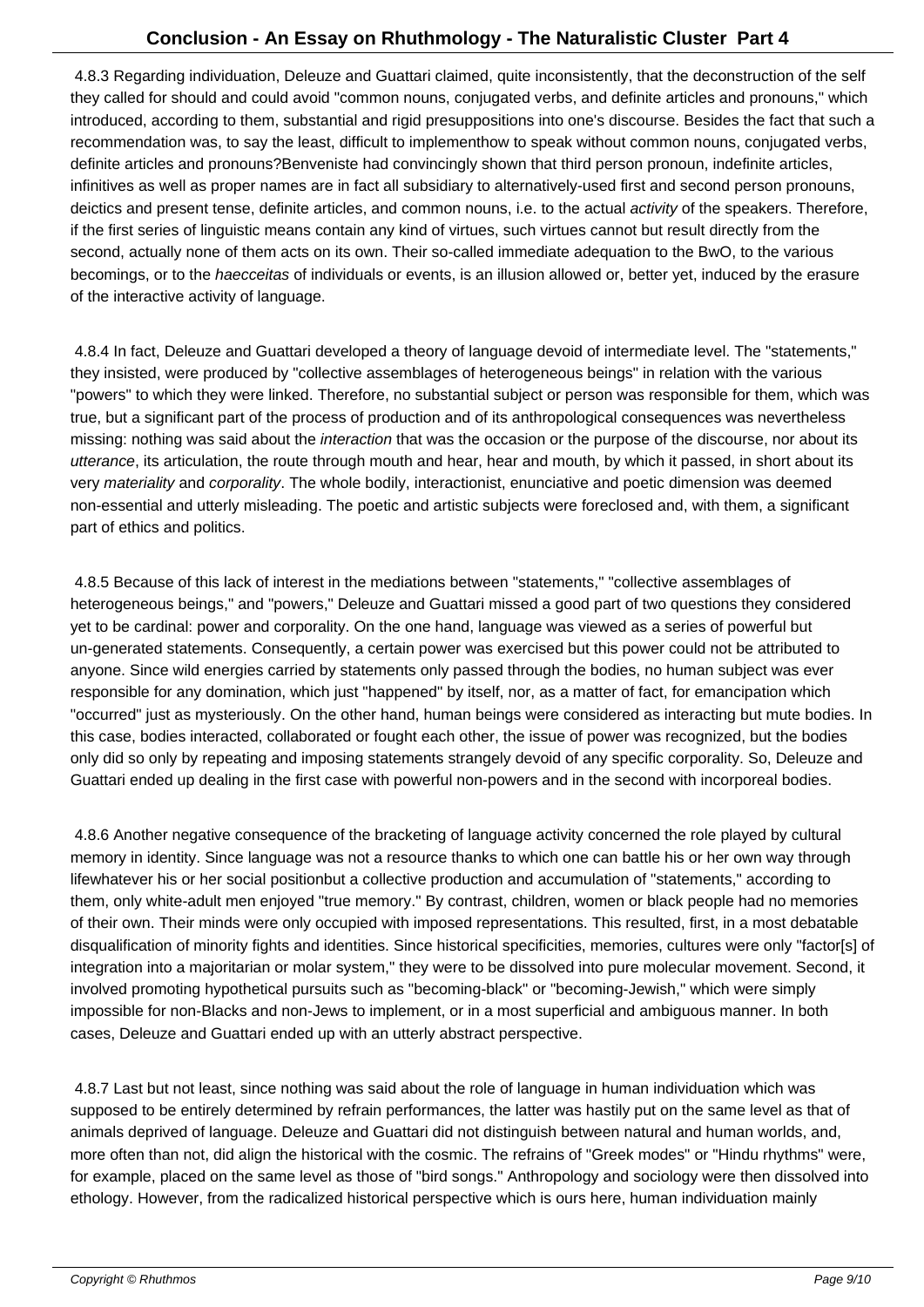4.8.3 Regarding individuation, Deleuze and Guattari claimed, quite inconsistently, that the deconstruction of the self they called for should and could avoid "common nouns, conjugated verbs, and definite articles and pronouns," which introduced, according to them, substantial and rigid presuppositions into one's discourse. Besides the fact that such a recommendation was, to say the least, difficult to implementhow to speak without common nouns, conjugated verbs, definite articles and pronouns?Benveniste had convincingly shown that third person pronoun, indefinite articles, infinitives as well as proper names are in fact all subsidiary to alternatively-used first and second person pronouns, deictics and present tense, definite articles, and common nouns, i.e. to the actual *activity* of the speakers. Therefore, if the first series of linguistic means contain any kind of virtues, such virtues cannot but result directly from the second, actually none of them acts on its own. Their so-called immediate adequation to the BwO, to the various becomings, or to the *haecceitas* of individuals or events, is an illusion allowed or, better yet, induced by the erasure of the interactive activity of language.

4.8.4 In fact, Deleuze and Guattari developed a theory of language devoid of intermediate level. The "statements," they insisted, were produced by "collective assemblages of heterogeneous beings" in relation with the various "powers" to which they were linked. Therefore, no substantial subject or person was responsible for them, which was true, but a significant part of the process of production and of its anthropological consequences was nevertheless missing: nothing was said about the *interaction* that was the occasion or the purpose of the discourse, nor about its *utterance*, its articulation, the route through mouth and hear, hear and mouth, by which it passed, in short about its very *materiality* and *corporality*. The whole bodily, interactionist, enunciative and poetic dimension was deemed non-essential and utterly misleading. The poetic and artistic subjects were foreclosed and, with them, a significant part of ethics and politics.

4.8.5 Because of this lack of interest in the mediations between "statements," "collective assemblages of heterogeneous beings," and "powers," Deleuze and Guattari missed a good part of two questions they considered yet to be cardinal: power and corporality. On the one hand, language was viewed as a series of powerful but un-generated statements. Consequently, a certain power was exercised but this power could not be attributed to anyone. Since wild energies carried by statements only passed through the bodies, no human subject was ever responsible for any domination, which just "happened" by itself, nor, as a matter of fact, for emancipation which "occurred" just as mysteriously. On the other hand, human beings were considered as interacting but mute bodies. In this case, bodies interacted, collaborated or fought each other, the issue of power was recognized, but the bodies only did so only by repeating and imposing statements strangely devoid of any specific corporality. So, Deleuze and Guattari ended up dealing in the first case with powerful non-powers and in the second with incorporeal bodies.

4.8.6 Another negative consequence of the bracketing of language activity concerned the role played by cultural memory in identity. Since language was not a resource thanks to which one can battle his or her own way through lifewhatever his or her social positionbut a collective production and accumulation of "statements," according to them, only white-adult men enjoyed "true memory." By contrast, children, women or black people had no memories of their own. Their minds were only occupied with imposed representations. This resulted, first, in a most debatable disqualification of minority fights and identities. Since historical specificities, memories, cultures were only "factor[s] of integration into a majoritarian or molar system," they were to be dissolved into pure molecular movement. Second, it involved promoting hypothetical pursuits such as "becoming-black" or "becoming-Jewish," which were simply impossible for non-Blacks and non-Jews to implement, or in a most superficial and ambiguous manner. In both cases, Deleuze and Guattari ended up with an utterly abstract perspective.

4.8.7 Last but not least, since nothing was said about the role of language in human individuation which was supposed to be entirely determined by refrain performances, the latter was hastily put on the same level as that of animals deprived of language. Deleuze and Guattari did not distinguish between natural and human worlds, and, more often than not, did align the historical with the cosmic. The refrains of "Greek modes" or "Hindu rhythms" were, for example, placed on the same level as those of "bird songs." Anthropology and sociology were then dissolved into ethology. However, from the radicalized historical perspective which is ours here, human individuation mainly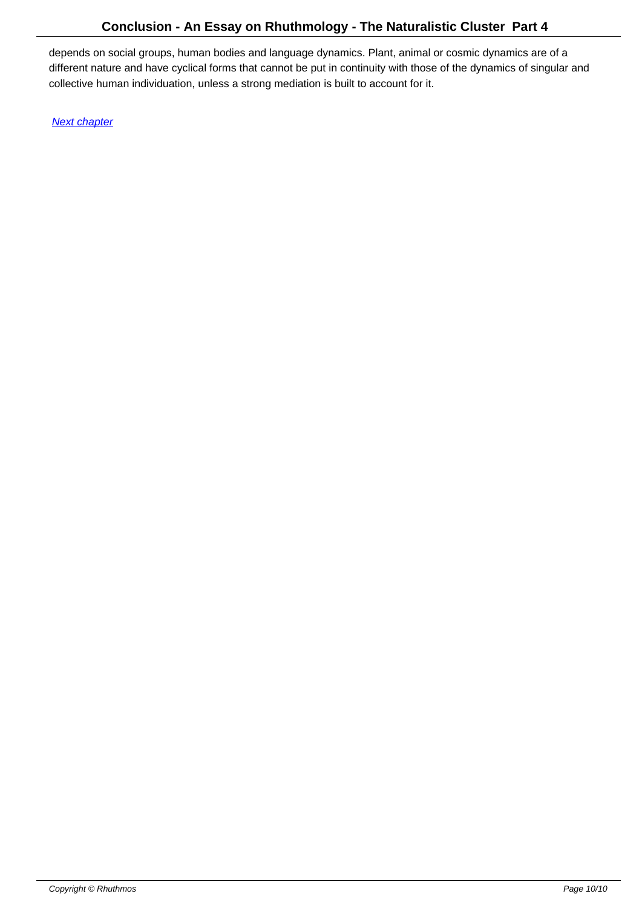depends on social groups, human bodies and language dynamics. Plant, animal or cosmic dynamics are of a different nature and have cyclical forms that cannot be put in continuity with those of the dynamics of singular and collective human individuation, unless a strong mediation is built to account for it.

Next chapter